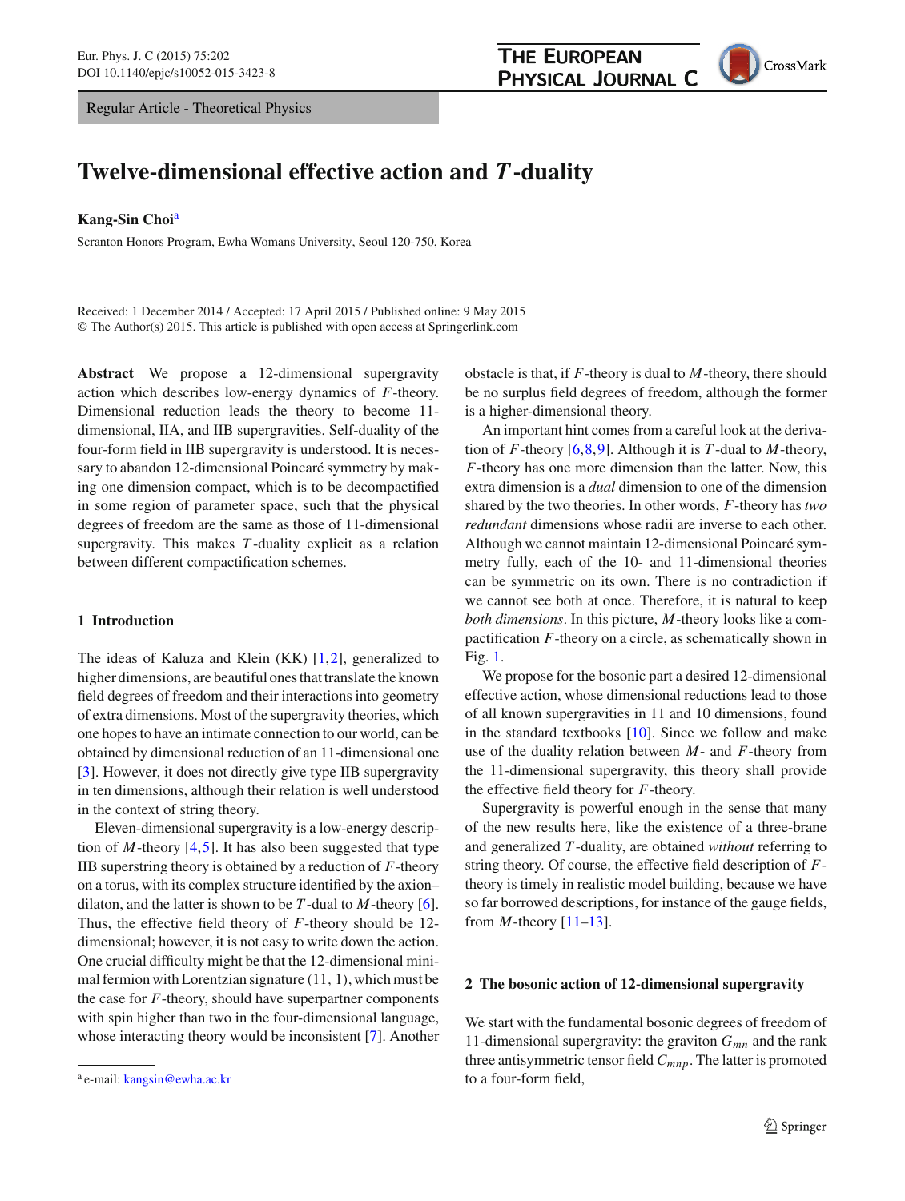Regular Article - Theoretical Physics

# Twelve-dimensional effective action and $T$-duality

**Kang-Sin Choi**[a]

Scranton Honors Program, Ewha Womans University, Seoul 120-750, Korea

Received: 1 December 2014 / Accepted: 17 April 2015 / Published online: 9 May 2015
© The Author(s) 2015. This article is published with open access at Springerlink.com

**Abstract** We propose a 12-dimensional supergravity action which describes low-energy dynamics of $F$-theory. Dimensional reduction leads the theory to become 11-dimensional, IIA, and IIB supergravities. Self-duality of the four-form field in IIB supergravity is understood. It is necessary to abandon 12-dimensional Poincaré symmetry by making one dimension compact, which is to be decompactified in some region of parameter space, such that the physical degrees of freedom are the same as those of 11-dimensional supergravity. This makes $T$-duality explicit as a relation between different compactification schemes.

## 1 Introduction

The ideas of Kaluza and Klein (KK) [1,2], generalized to higher dimensions, are beautiful ones that translate the known field degrees of freedom and their interactions into geometry of extra dimensions. Most of the supergravity theories, which one hopes to have an intimate connection to our world, can be obtained by dimensional reduction of an 11-dimensional one [3]. However, it does not directly give type IIB supergravity in ten dimensions, although their relation is well understood in the context of string theory.

Eleven-dimensional supergravity is a low-energy description of $M$-theory [4,5]. It has also been suggested that type IIB superstring theory is obtained by a reduction of $F$-theory on a torus, with its complex structure identified by the axion–dilaton, and the latter is shown to be $T$-dual to $M$-theory [6]. Thus, the effective field theory of $F$-theory should be 12-dimensional; however, it is not easy to write down the action. One crucial difficulty might be that the 12-dimensional minimal fermion with Lorentzian signature (11, 1), which must be the case for $F$-theory, should have superpartner components with spin higher than two in the four-dimensional language, whose interacting theory would be inconsistent [7]. Another obstacle is that, if $F$-theory is dual to $M$-theory, there should be no surplus field degrees of freedom, although the former is a higher-dimensional theory.

An important hint comes from a careful look at the derivation of $F$-theory [6,8,9]. Although it is $T$-dual to $M$-theory, $F$-theory has one more dimension than the latter. Now, this extra dimension is a *dual* dimension to one of the dimension shared by the two theories. In other words, $F$-theory has *two redundant* dimensions whose radii are inverse to each other. Although we cannot maintain 12-dimensional Poincaré symmetry fully, each of the 10- and 11-dimensional theories can be symmetric on its own. There is no contradiction if we cannot see both at once. Therefore, it is natural to keep *both dimensions*. In this picture, $M$-theory looks like a compactification $F$-theory on a circle, as schematically shown in Fig. 1.

We propose for the bosonic part a desired 12-dimensional effective action, whose dimensional reductions lead to those of all known supergravities in 11 and 10 dimensions, found in the standard textbooks [10]. Since we follow and make use of the duality relation between $M$- and $F$-theory from the 11-dimensional supergravity, this theory shall provide the effective field theory for $F$-theory.

Supergravity is powerful enough in the sense that many of the new results here, like the existence of a three-brane and generalized $T$-duality, are obtained *without* referring to string theory. Of course, the effective field description of $F$-theory is timely in realistic model building, because we have so far borrowed descriptions, for instance of the gauge fields, from $M$-theory [11–13].

## 2 The bosonic action of 12-dimensional supergravity

We start with the fundamental bosonic degrees of freedom of 11-dimensional supergravity: the graviton $G_{mn}$ and the rank three antisymmetric tensor field $C_{mnp}$. The latter is promoted to a four-form field,

[a] e-mail: kangsin@ewha.ac.kr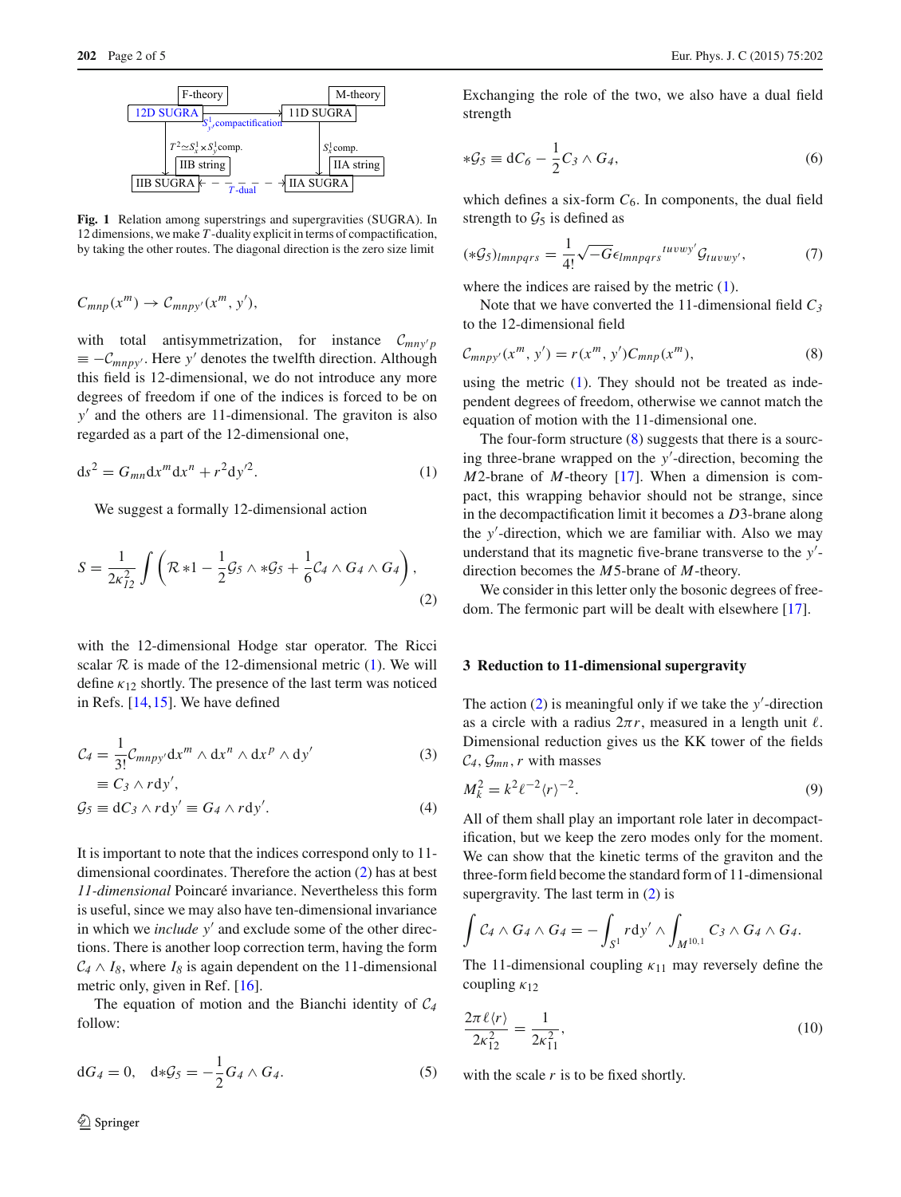Fig. 1 Relation among superstrings and supergravities (SUGRA). In 12 dimensions, we make $T$-duality explicit in terms of compactification, by taking the other routes. The diagonal direction is the zero size limit

$$\mathcal{C}_{mnp}(x^m) \to \mathcal{C}_{mnpy'}(x^m, y'),$$

with total antisymmetrization, for instance $\mathcal{C}_{mny'p} \equiv -\mathcal{C}_{mnpy'}$. Here $y'$ denotes the twelfth direction. Although this field is 12-dimensional, we do not introduce any more degrees of freedom if one of the indices is forced to be on $y'$ and the others are 11-dimensional. The graviton is also regarded as a part of the 12-dimensional one,

$$\mathrm{d}s^2 = G_{mn}\mathrm{d}x^m\mathrm{d}x^n + r^2\mathrm{d}y'^2. \tag{1}$$

We suggest a formally 12-dimensional action

$$S = \frac{1}{2\kappa_{12}^2}\int\left(\mathcal{R}*1 - \frac{1}{2}\mathcal{G}_5 \wedge *\mathcal{G}_5 + \frac{1}{6}\mathcal{C}_4 \wedge G_4 \wedge G_4\right), \tag{2}$$

with the 12-dimensional Hodge star operator. The Ricci scalar $\mathcal{R}$ is made of the 12-dimensional metric (1). We will define $\kappa_{12}$ shortly. The presence of the last term was noticed in Refs. [14,15]. We have defined

$$\begin{aligned}\mathcal{C}_4 &= \frac{1}{3!}\mathcal{C}_{mnpy'}\mathrm{d}x^m \wedge \mathrm{d}x^n \wedge \mathrm{d}x^p \wedge \mathrm{d}y' \\ &\equiv C_3 \wedge r\mathrm{d}y',\end{aligned} \tag{3}$$

$$\mathcal{G}_5 \equiv \mathrm{d}C_3 \wedge r\mathrm{d}y' \equiv G_4 \wedge r\mathrm{d}y'. \tag{4}$$

It is important to note that the indices correspond only to 11-dimensional coordinates. Therefore the action (2) has at best *11-dimensional* Poincaré invariance. Nevertheless this form is useful, since we may also have ten-dimensional invariance in which we *include* $y'$ and exclude some of the other directions. There is another loop correction term, having the form $\mathcal{C}_4 \wedge I_8$, where $I_8$ is again dependent on the 11-dimensional metric only, given in Ref. [16].

The equation of motion and the Bianchi identity of $\mathcal{C}_4$ follow:

$$\mathrm{d}G_4 = 0, \quad \mathrm{d}*\mathcal{G}_5 = -\frac{1}{2}G_4 \wedge G_4. \tag{5}$$

Exchanging the role of the two, we also have a dual field strength

$$*\mathcal{G}_5 \equiv \mathrm{d}C_6 - \frac{1}{2}C_3 \wedge G_4, \tag{6}$$

which defines a six-form $C_6$. In components, the dual field strength to $\mathcal{G}_5$ is defined as

$$(*\mathcal{G}_5)_{lmnpqrs} = \frac{1}{4!}\sqrt{-G}\epsilon_{lmnpqrs}{}^{tuvwy'}\mathcal{G}_{tuvwy'}, \tag{7}$$

where the indices are raised by the metric (1).

Note that we have converted the 11-dimensional field $C_3$ to the 12-dimensional field

$$\mathcal{C}_{mnpy'}(x^m, y') = r(x^m, y')C_{mnp}(x^m), \tag{8}$$

using the metric (1). They should not be treated as independent degrees of freedom, otherwise we cannot match the equation of motion with the 11-dimensional one.

The four-form structure (8) suggests that there is a sourcing three-brane wrapped on the $y'$-direction, becoming the $M2$-brane of $M$-theory [17]. When a dimension is compact, this wrapping behavior should not be strange, since in the decompactification limit it becomes a $D3$-brane along the $y'$-direction, which we are familiar with. Also we may understand that its magnetic five-brane transverse to the $y'$-direction becomes the $M5$-brane of $M$-theory.

We consider in this letter only the bosonic degrees of freedom. The fermonic part will be dealt with elsewhere [17].

## 3 Reduction to 11-dimensional supergravity

The action (2) is meaningful only if we take the $y'$-direction as a circle with a radius $2\pi r$, measured in a length unit $\ell$. Dimensional reduction gives us the KK tower of the fields $\mathcal{C}_4, \mathcal{G}_{mn}, r$ with masses

$$M_k^2 = k^2\ell^{-2}\langle r\rangle^{-2}. \tag{9}$$

All of them shall play an important role later in decompactification, but we keep the zero modes only for the moment. We can show that the kinetic terms of the graviton and the three-form field become the standard form of 11-dimensional supergravity. The last term in (2) is

$$\int \mathcal{C}_4 \wedge G_4 \wedge G_4 = -\int_{S^1} r\mathrm{d}y' \wedge \int_{M^{10,1}} C_3 \wedge G_4 \wedge G_4.$$

The 11-dimensional coupling $\kappa_{11}$ may reversely define the coupling $\kappa_{12}$

$$\frac{2\pi\ell\langle r\rangle}{2\kappa_{12}^2} = \frac{1}{2\kappa_{11}^2}, \tag{10}$$

with the scale $r$ is to be fixed shortly.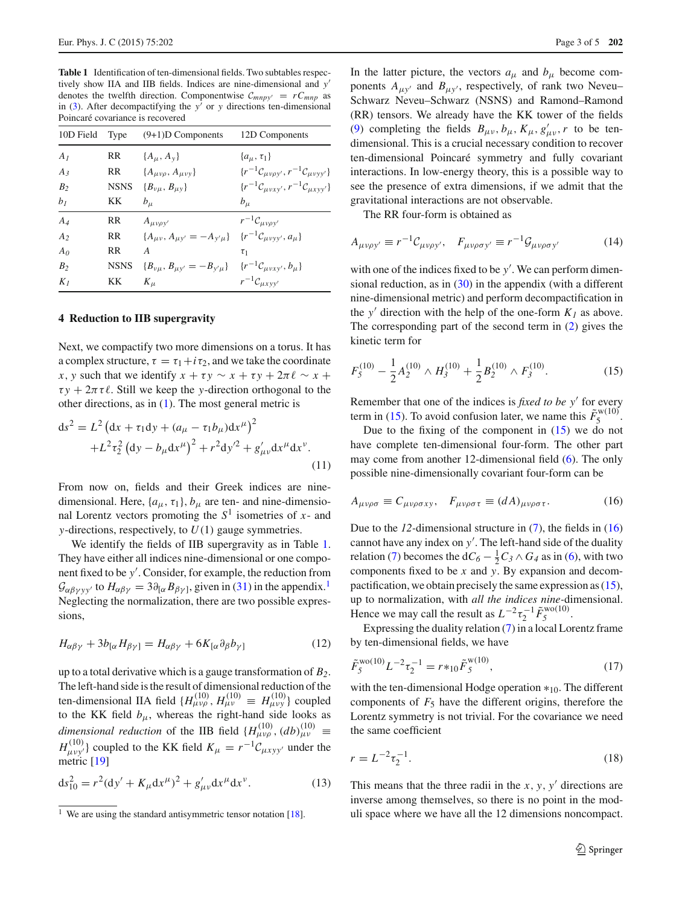**Table 1** Identification of ten-dimensional fields. Two subtables respectively show IIA and IIB fields. Indices are nine-dimensional and $y'$ denotes the twelfth direction. Componentwise $\mathcal{C}_{mnpy'} = r C_{mnp}$ as in (3). After decompactifying the $y'$ or $y$ directions ten-dimensional Poincaré covariance is recovered

| 10D Field | Type | (9+1)D Components | 12D Components |
|---|---|---|---|
| $A_1$ | RR | $\{A_\mu, A_y\}$ | $\{a_\mu, \tau_1\}$ |
| $A_3$ | RR | $\{A_{\mu\nu\rho}, A_{\mu\nu y}\}$ | $\{r^{-1}\mathcal{C}_{\mu\nu\rho y'}, r^{-1}\mathcal{C}_{\mu\nu y y'}\}$ |
| $B_2$ | NSNS | $\{B_{\nu\mu}, B_{\mu y}\}$ | $\{r^{-1}\mathcal{C}_{\mu\nu x y'}, r^{-1}\mathcal{C}_{\mu x y y'}\}$ |
| $b_1$ | KK | $b_\mu$ | $b_\mu$ |
| $A_4$ | RR | $A_{\mu\nu\rho y'}$ | $r^{-1}\mathcal{C}_{\mu\nu\rho y'}$ |
| $A_2$ | RR | $\{A_{\mu\nu}, A_{\mu y'} = -A_{y'\mu}\}$ | $\{r^{-1}\mathcal{C}_{\mu\nu y y'}, a_\mu\}$ |
| $A_0$ | RR | $A$ | $\tau_1$ |
| $B_2$ | NSNS | $\{B_{\nu\mu}, B_{\mu y'} = -B_{y'\mu}\}$ | $\{r^{-1}\mathcal{C}_{\mu\nu x y'}, b_\mu\}$ |
| $K_1$ | KK | $K_\mu$ | $r^{-1}\mathcal{C}_{\mu x y y'}$ |

## 4 Reduction to IIB supergravity

Next, we compactify two more dimensions on a torus. It has a complex structure, $\tau = \tau_1 + i\tau_2$, and we take the coordinate $x$, $y$ such that we identify $x + \tau y \sim x + \tau y + 2\pi\ell \sim x + \tau y + 2\pi\tau\ell$. Still we keep the $y$-direction orthogonal to the other directions, as in (1). The most general metric is

$$
\begin{aligned}
\mathrm{d}s^2 = {} & L^2\left(\mathrm{d}x + \tau_1 \mathrm{d}y + (a_\mu - \tau_1 b_\mu)\mathrm{d}x^\mu\right)^2 \\
& + L^2\tau_2^2\left(\mathrm{d}y - b_\mu \mathrm{d}x^\mu\right)^2 + r^2\mathrm{d}y'^2 + g'_{\mu\nu}\mathrm{d}x^\mu \mathrm{d}x^\nu .
\end{aligned}
\tag{11}
$$

From now on, fields and their Greek indices are nine-dimensional. Here, $\{a_\mu, \tau_1\}$, $b_\mu$ are ten- and nine-dimensional Lorentz vectors promoting the $S^1$ isometries of $x$- and $y$-directions, respectively, to $U(1)$ gauge symmetries.

We identify the fields of IIB supergravity as in Table 1. They have either all indices nine-dimensional or one component fixed to be $y'$. Consider, for example, the reduction from $\mathcal{G}_{\alpha\beta\gamma y y'}$ to $H_{\alpha\beta\gamma} = 3\partial_{[\alpha}B_{\beta\gamma]}$, given in (31) in the appendix.[1] Neglecting the normalization, there are two possible expressions,

$$
H_{\alpha\beta\gamma} + 3b_{[\alpha}H_{\beta\gamma]} = H_{\alpha\beta\gamma} + 6K_{[\alpha}\partial_\beta b_{\gamma]}
\tag{12}
$$

up to a total derivative which is a gauge transformation of $B_2$. The left-hand side is the result of dimensional reduction of the ten-dimensional IIA field $\{H^{(10)}_{\mu\nu\rho}, H^{(10)}_{\mu\nu} \equiv H^{(10)}_{\mu\nu y}\}$ coupled to the KK field $b_\mu$, whereas the right-hand side looks as *dimensional reduction* of the IIB field $\{H^{(10)}_{\mu\nu\rho}, (db)^{(10)}_{\mu\nu} \equiv H^{(10)}_{\mu\nu y'}\}$ coupled to the KK field $K_\mu = r^{-1}\mathcal{C}_{\mu x y y'}$ under the metric [19]

$$
\mathrm{d}s^2_{10} = r^2(\mathrm{d}y' + K_\mu \mathrm{d}x^\mu)^2 + g'_{\mu\nu}\mathrm{d}x^\mu \mathrm{d}x^\nu .
\tag{13}
$$

In the latter picture, the vectors $a_\mu$ and $b_\mu$ become components $A_{\mu y'}$ and $B_{\mu y'}$, respectively, of rank two Neveu–Schwarz Neveu–Schwarz (NSNS) and Ramond–Ramond (RR) tensors. We already have the KK tower of the fields (9) completing the fields $B_{\mu\nu}, b_\mu, K_\mu, g'_{\mu\nu}, r$ to be ten-dimensional. This is a crucial necessary condition to recover ten-dimensional Poincaré symmetry and fully covariant interactions. In low-energy theory, this is a possible way to see the presence of extra dimensions, if we admit that the gravitational interactions are not observable.

The RR four-form is obtained as

$$
A_{\mu\nu\rho y'} \equiv r^{-1}\mathcal{C}_{\mu\nu\rho y'}, \quad F_{\mu\nu\rho\sigma y'} \equiv r^{-1}\mathcal{G}_{\mu\nu\rho\sigma y'}
\tag{14}
$$

with one of the indices fixed to be $y'$. We can perform dimensional reduction, as in (30) in the appendix (with a different nine-dimensional metric) and perform decompactification in the $y'$ direction with the help of the one-form $K_1$ as above. The corresponding part of the second term in (2) gives the kinetic term for

$$
F^{(10)}_5 - \frac{1}{2}A^{(10)}_2 \wedge H^{(10)}_3 + \frac{1}{2}B^{(10)}_2 \wedge F^{(10)}_3 .
\tag{15}
$$

Remember that one of the indices is *fixed to be* $y'$ for every term in (15). To avoid confusion later, we name this $\tilde{F}^{\mathrm{w}(10)}_5$.

Due to the fixing of the component in (15) we do not have complete ten-dimensional four-form. The other part may come from another 12-dimensional field (6). The only possible nine-dimensionally covariant four-form can be

$$
A_{\mu\nu\rho\sigma} \equiv C_{\mu\nu\rho\sigma x y}, \quad F_{\mu\nu\rho\sigma\tau} \equiv (dA)_{\mu\nu\rho\sigma\tau} .
\tag{16}
$$

Due to the *12*-dimensional structure in (7), the fields in (16) cannot have any index on $y'$. The left-hand side of the duality relation (7) becomes the $\mathrm{d}C_6 - \frac{1}{2}C_3 \wedge G_4$ as in (6), with two components fixed to be $x$ and $y$. By expansion and decompactification, we obtain precisely the same expression as (15), up to normalization, with *all the indices nine*-dimensional. Hence we may call the result as $L^{-2}\tau_2^{-1}\tilde{F}^{\mathrm{wo}(10)}_5$.

Expressing the duality relation (7) in a local Lorentz frame by ten-dimensional fields, we have

$$
\tilde{F}^{\mathrm{wo}(10)}_5 L^{-2}\tau_2^{-1} = r *_{10} \tilde{F}^{\mathrm{w}(10)}_5 ,
\tag{17}
$$

with the ten-dimensional Hodge operation $*_{10}$. The different components of $F_5$ have the different origins, therefore the Lorentz symmetry is not trivial. For the covariance we need the same coefficient

$$
r = L^{-2}\tau_2^{-1} .
\tag{18}
$$

This means that the three radii in the $x$, $y$, $y'$ directions are inverse among themselves, so there is no point in the moduli space where we have all the 12 dimensions noncompact.

---

[1] We are using the standard antisymmetric tensor notation [18].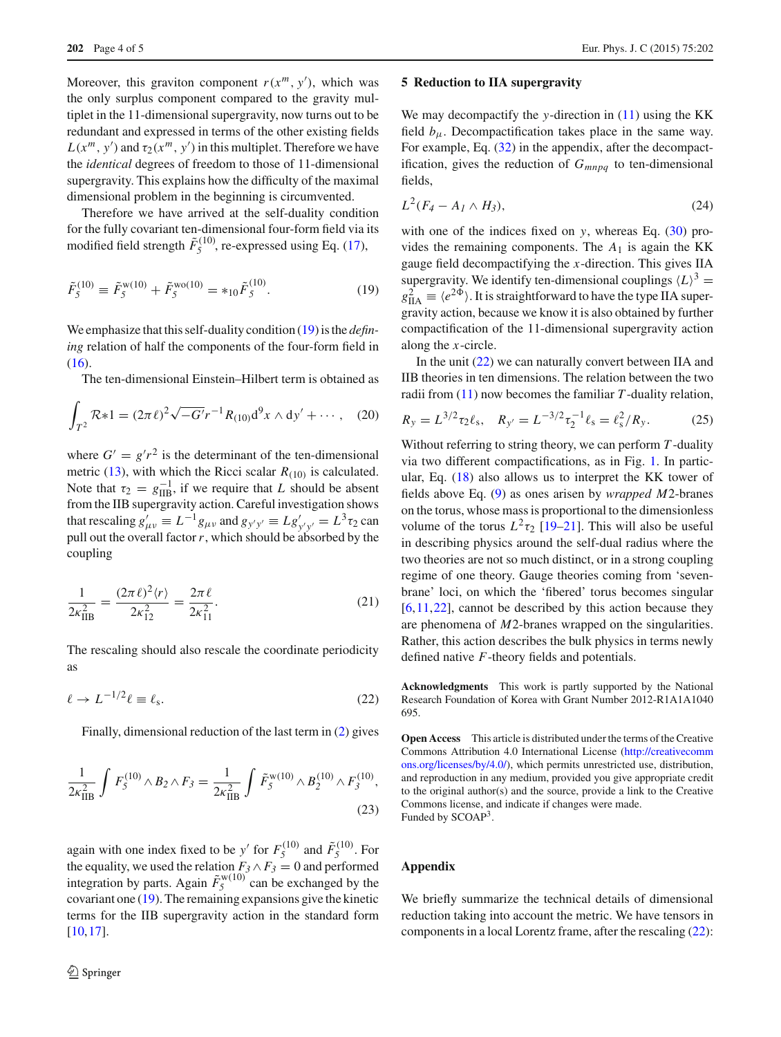Moreover, this graviton component $r(x^m, y')$, which was the only surplus component compared to the gravity multiplet in the 11-dimensional supergravity, now turns out to be redundant and expressed in terms of the other existing fields $L(x^m, y')$ and $\tau_2(x^m, y')$ in this multiplet. Therefore we have the *identical* degrees of freedom to those of 11-dimensional supergravity. This explains how the difficulty of the maximal dimensional problem in the beginning is circumvented.

Therefore we have arrived at the self-duality condition for the fully covariant ten-dimensional four-form field via its modified field strength $\tilde{F}_5^{(10)}$, re-expressed using Eq. (17),

$$\tilde{F}_5^{(10)} \equiv \tilde{F}_5^{\mathrm{w}(10)} + \tilde{F}_5^{\mathrm{wo}(10)} = *_{10}\tilde{F}_5^{(10)}. \tag{19}$$

We emphasize that this self-duality condition (19) is the *defining* relation of half the components of the four-form field in (16).

The ten-dimensional Einstein–Hilbert term is obtained as

$$\int_{T^2} \mathcal{R}*1 = (2\pi\ell)^2\sqrt{-G'}r^{-1}R_{(10)}\mathrm{d}^9x \wedge \mathrm{d}y' + \cdots, \tag{20}$$

where $G' = g'r^2$ is the determinant of the ten-dimensional metric (13), with which the Ricci scalar $R_{(10)}$ is calculated. Note that $\tau_2 = g_{\mathrm{IIB}}^{-1}$, if we require that $L$ should be absent from the IIB supergravity action. Careful investigation shows that rescaling $g'_{\mu\nu} \equiv L^{-1}g_{\mu\nu}$ and $g_{y'y'} \equiv Lg'_{y'y'} = L^3\tau_2$ can pull out the overall factor $r$, which should be absorbed by the coupling

$$\frac{1}{2\kappa_{\mathrm{IIB}}^2} = \frac{(2\pi\ell)^2\langle r\rangle}{2\kappa_{12}^2} = \frac{2\pi\ell}{2\kappa_{11}^2}. \tag{21}$$

The rescaling should also rescale the coordinate periodicity as

$$\ell \to L^{-1/2}\ell \equiv \ell_{\mathrm{s}}. \tag{22}$$

Finally, dimensional reduction of the last term in (2) gives

$$\frac{1}{2\kappa_{\mathrm{IIB}}^2}\int F_5^{(10)} \wedge B_2 \wedge F_3 = \frac{1}{2\kappa_{\mathrm{IIB}}^2}\int \tilde{F}_5^{\mathrm{w}(10)} \wedge B_2^{(10)} \wedge F_3^{(10)}, \tag{23}$$

again with one index fixed to be $y'$ for $F_5^{(10)}$ and $\tilde{F}_5^{(10)}$. For the equality, we used the relation $F_3 \wedge F_3 = 0$ and performed integration by parts. Again $\tilde{F}_5^{\mathrm{w}(10)}$ can be exchanged by the covariant one (19). The remaining expansions give the kinetic terms for the IIB supergravity action in the standard form [10,17].

## 5 Reduction to IIA supergravity

We may decompactify the $y$-direction in (11) using the KK field $b_\mu$. Decompactification takes place in the same way. For example, Eq. (32) in the appendix, after the decompactification, gives the reduction of $G_{mnpq}$ to ten-dimensional fields,

$$L^2(F_4 - A_1 \wedge H_3), \tag{24}$$

with one of the indices fixed on $y$, whereas Eq. (30) provides the remaining components. The $A_1$ is again the KK gauge field decompactifying the $x$-direction. This gives IIA supergravity. We identify ten-dimensional couplings $\langle L\rangle^3 = g_{\mathrm{IIA}}^2 \equiv \langle e^{2\Phi}\rangle$. It is straightforward to have the type IIA supergravity action, because we know it is also obtained by further compactification of the 11-dimensional supergravity action along the $x$-circle.

In the unit (22) we can naturally convert between IIA and IIB theories in ten dimensions. The relation between the two radii from (11) now becomes the familiar $T$-duality relation,

$$R_y = L^{3/2}\tau_2\ell_{\mathrm{s}}, \quad R_{y'} = L^{-3/2}\tau_2^{-1}\ell_{\mathrm{s}} = \ell_{\mathrm{s}}^2/R_y. \tag{25}$$

Without referring to string theory, we can perform $T$-duality via two different compactifications, as in Fig. 1. In particular, Eq. (18) also allows us to interpret the KK tower of fields above Eq. (9) as ones arisen by *wrapped* $M2$-branes on the torus, whose mass is proportional to the dimensionless volume of the torus $L^2\tau_2$ [19–21]. This will also be useful in describing physics around the self-dual radius where the two theories are not so much distinct, or in a strong coupling regime of one theory. Gauge theories coming from 'seven-brane' loci, on which the 'fibered' torus becomes singular [6,11,22], cannot be described by this action because they are phenomena of $M2$-branes wrapped on the singularities. Rather, this action describes the bulk physics in terms newly defined native $F$-theory fields and potentials.

**Acknowledgments** This work is partly supported by the National Research Foundation of Korea with Grant Number 2012-R1A1A1040695.

**Open Access** This article is distributed under the terms of the Creative Commons Attribution 4.0 International License (http://creativecommons.org/licenses/by/4.0/), which permits unrestricted use, distribution, and reproduction in any medium, provided you give appropriate credit to the original author(s) and the source, provide a link to the Creative Commons license, and indicate if changes were made.
Funded by SCOAP[3].

## Appendix

We briefly summarize the technical details of dimensional reduction taking into account the metric. We have tensors in components in a local Lorentz frame, after the rescaling (22):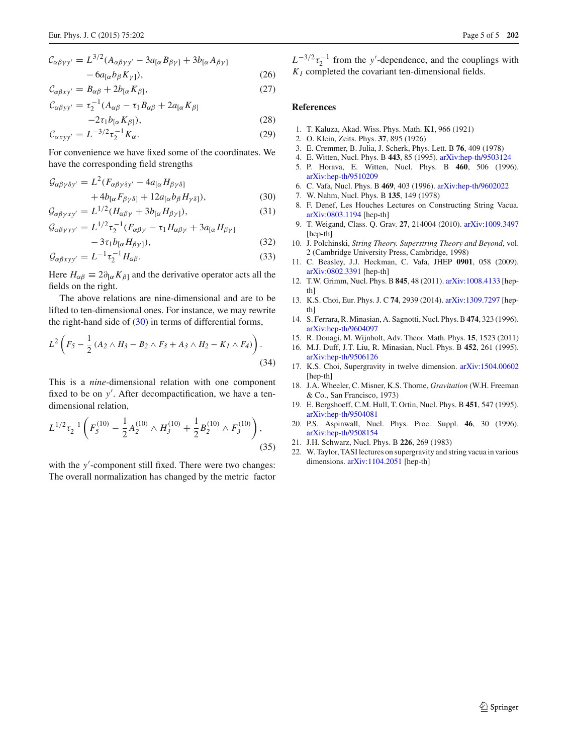$$\mathcal{C}_{\alpha\beta\gamma y'} = L^{3/2}(A_{\alpha\beta\gamma y'} - 3a_{[\alpha}B_{\beta\gamma]} + 3b_{[\alpha}A_{\beta\gamma]} - 6a_{[\alpha}b_{\beta}K_{\gamma]}), \tag{26}$$

$$\mathcal{C}_{\alpha\beta x y'} = B_{\alpha\beta} + 2b_{[\alpha}K_{\beta]}, \tag{27}$$

$$\mathcal{C}_{\alpha\beta y y'} = \tau_2^{-1}(A_{\alpha\beta} - \tau_1 B_{\alpha\beta} + 2a_{[\alpha}K_{\beta]} - 2\tau_1 b_{[\alpha}K_{\beta]}), \tag{28}$$

$$\mathcal{C}_{\alpha x y y'} = L^{-3/2}\tau_2^{-1}K_\alpha. \tag{29}$$

For convenience we have fixed some of the coordinates. We have the corresponding field strengths

$$\mathcal{G}_{\alpha\beta\gamma\delta y'} = L^2(F_{\alpha\beta\gamma\delta y'} - 4a_{[\alpha}H_{\beta\gamma\delta]} + 4b_{[\alpha}F_{\beta\gamma\delta]} + 12a_{[\alpha}b_{\beta}H_{\gamma\delta]}), \tag{30}$$

$$\mathcal{G}_{\alpha\beta\gamma x y'} = L^{1/2}(H_{\alpha\beta\gamma} + 3b_{[\alpha}H_{\beta\gamma]}), \tag{31}$$

$$\mathcal{G}_{\alpha\beta\gamma y y'} = L^{1/2}\tau_2^{-1}(F_{\alpha\beta\gamma} - \tau_1 H_{\alpha\beta\gamma} + 3a_{[\alpha}H_{\beta\gamma]} - 3\tau_1 b_{[\alpha}H_{\beta\gamma]}), \tag{32}$$

$$\mathcal{G}_{\alpha\beta x y y'} = L^{-1}\tau_2^{-1}H_{\alpha\beta}. \tag{33}$$

Here $H_{\alpha\beta} \equiv 2\partial_{[\alpha}K_{\beta]}$ and the derivative operator acts all the fields on the right.

The above relations are nine-dimensional and are to be lifted to ten-dimensional ones. For instance, we may rewrite the right-hand side of (30) in terms of differential forms,

$$L^2\left(F_5 - \frac{1}{2}(A_2 \wedge H_3 - B_2 \wedge F_3 + A_3 \wedge H_2 - K_1 \wedge F_4)\right). \tag{34}$$

This is a *nine*-dimensional relation with one component fixed to be on $y'$. After decompactification, we have a ten-dimensional relation,

$$L^{1/2}\tau_2^{-1}\left(F_5^{(10)} - \frac{1}{2}A_2^{(10)} \wedge H_3^{(10)} + \frac{1}{2}B_2^{(10)} \wedge F_3^{(10)}\right), \tag{35}$$

with the $y'$-component still fixed. There were two changes: The overall normalization has changed by the metric factor $L^{-3/2}\tau_2^{-1}$ from the $y'$-dependence, and the couplings with $K_1$ completed the covariant ten-dimensional fields.

## References

1. T. Kaluza, Akad. Wiss. Phys. Math. **K1**, 966 (1921)
2. O. Klein, Zeits. Phys. **37**, 895 (1926)
3. E. Cremmer, B. Julia, J. Scherk, Phys. Lett. B **76**, 409 (1978)
4. E. Witten, Nucl. Phys. B **443**, 85 (1995). arXiv:hep-th/9503124
5. P. Horava, E. Witten, Nucl. Phys. B **460**, 506 (1996). arXiv:hep-th/9510209
6. C. Vafa, Nucl. Phys. B **469**, 403 (1996). arXiv:hep-th/9602022
7. W. Nahm, Nucl. Phys. B **135**, 149 (1978)
8. F. Denef, Les Houches Lectures on Constructing String Vacua. arXiv:0803.1194 [hep-th]
9. T. Weigand, Class. Q. Grav. **27**, 214004 (2010). arXiv:1009.3497 [hep-th]
10. J. Polchinski, *String Theory. Superstring Theory and Beyond*, vol. 2 (Cambridge University Press, Cambridge, 1998)
11. C. Beasley, J.J. Heckman, C. Vafa, JHEP **0901**, 058 (2009). arXiv:0802.3391 [hep-th]
12. T.W. Grimm, Nucl. Phys. B **845**, 48 (2011). arXiv:1008.4133 [hep-th]
13. K.S. Choi, Eur. Phys. J. C **74**, 2939 (2014). arXiv:1309.7297 [hep-th]
14. S. Ferrara, R. Minasian, A. Sagnotti, Nucl. Phys. B **474**, 323 (1996). arXiv:hep-th/9604097
15. R. Donagi, M. Wijnholt, Adv. Theor. Math. Phys. **15**, 1523 (2011)
16. M.J. Duff, J.T. Liu, R. Minasian, Nucl. Phys. B **452**, 261 (1995). arXiv:hep-th/9506126
17. K.S. Choi, Supergravity in twelve dimension. arXiv:1504.00602 [hep-th]
18. J.A. Wheeler, C. Misner, K.S. Thorne, *Gravitation* (W.H. Freeman & Co., San Francisco, 1973)
19. E. Bergshoeff, C.M. Hull, T. Ortin, Nucl. Phys. B **451**, 547 (1995). arXiv:hep-th/9504081
20. P.S. Aspinwall, Nucl. Phys. Proc. Suppl. **46**, 30 (1996). arXiv:hep-th/9508154
21. J.H. Schwarz, Nucl. Phys. B **226**, 269 (1983)
22. W. Taylor, TASI lectures on supergravity and string vacua in various dimensions. arXiv:1104.2051 [hep-th]